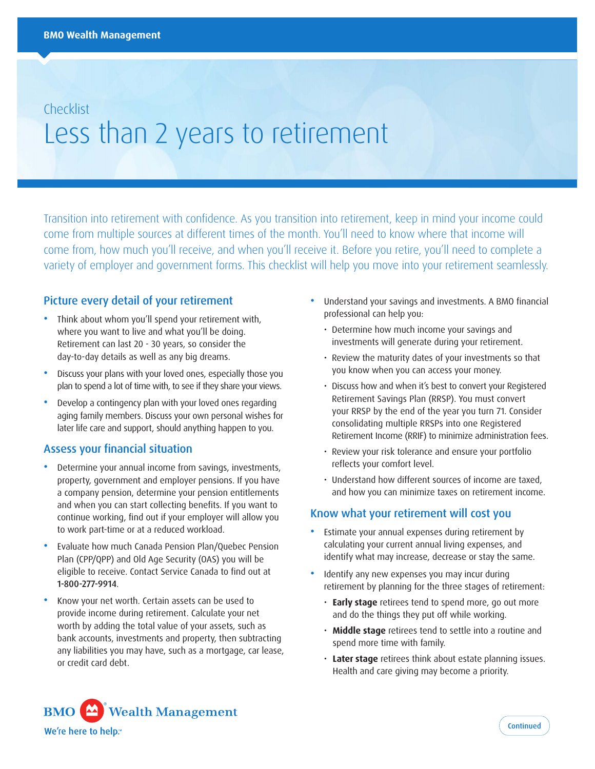BMO Wealth Management

Checklist

# Less than 2 years to retirement

Transition into retirement with confidence. As you transition into retirement, keep in mind your income could come from multiple sources at different times of the month. You'll need to know where that income will come from, how much you'll receive, and when you'll receive it. Before you retire, you'll need to complete a variety of employer and government forms. This checklist will help you move into your retirement seamlessly.

## Picture every detail of your retirement

- Think about whom you'll spend your retirement with, where you want to live and what you'll be doing. Retirement can last 20 - 30 years, so consider the day-to-day details as well as any big dreams.
- Discuss your plans with your loved ones, especially those you plan to spend a lot of time with, to see if they share your views.
- Develop a contingency plan with your loved ones regarding aging family members. Discuss your own personal wishes for later life care and support, should anything happen to you.

## Assess your financial situation

- Determine your annual income from savings, investments, property, government and employer pensions. If you have a company pension, determine your pension entitlements and when you can start collecting benefits. If you want to continue working, find out if your employer will allow you to work part-time or at a reduced workload.
- Evaluate how much Canada Pension Plan/Quebec Pension Plan (CPP/QPP) and Old Age Security (OAS) you will be eligible to receive. Contact Service Canada to find out at **1-800-277-9914**.
- Know your net worth. Certain assets can be used to provide income during retirement. Calculate your net worth by adding the total value of your assets, such as bank accounts, investments and property, then subtracting any liabilities you may have, such as a mortgage, car lease, or credit card debt.
- Understand your savings and investments. A BMO financial professional can help you:
  - Determine how much income your savings and investments will generate during your retirement.
  - Review the maturity dates of your investments so that you know when you can access your money.
  - Discuss how and when it's best to convert your Registered Retirement Savings Plan (RRSP). You must convert your RRSP by the end of the year you turn 71. Consider consolidating multiple RRSPs into one Registered Retirement Income (RRIF) to minimize administration fees.
  - Review your risk tolerance and ensure your portfolio reflects your comfort level.
  - Understand how different sources of income are taxed, and how you can minimize taxes on retirement income.

## Know what your retirement will cost you

- Estimate your annual expenses during retirement by calculating your current annual living expenses, and identify what may increase, decrease or stay the same.
- Identify any new expenses you may incur during retirement by planning for the three stages of retirement:
  - **Early stage** retirees tend to spend more, go out more and do the things they put off while working.
  - **Middle stage** retirees tend to settle into a routine and spend more time with family.
  - **Later stage** retirees think about estate planning issues. Health and care giving may become a priority.

BMO Wealth Management
We're here to help.™

Continued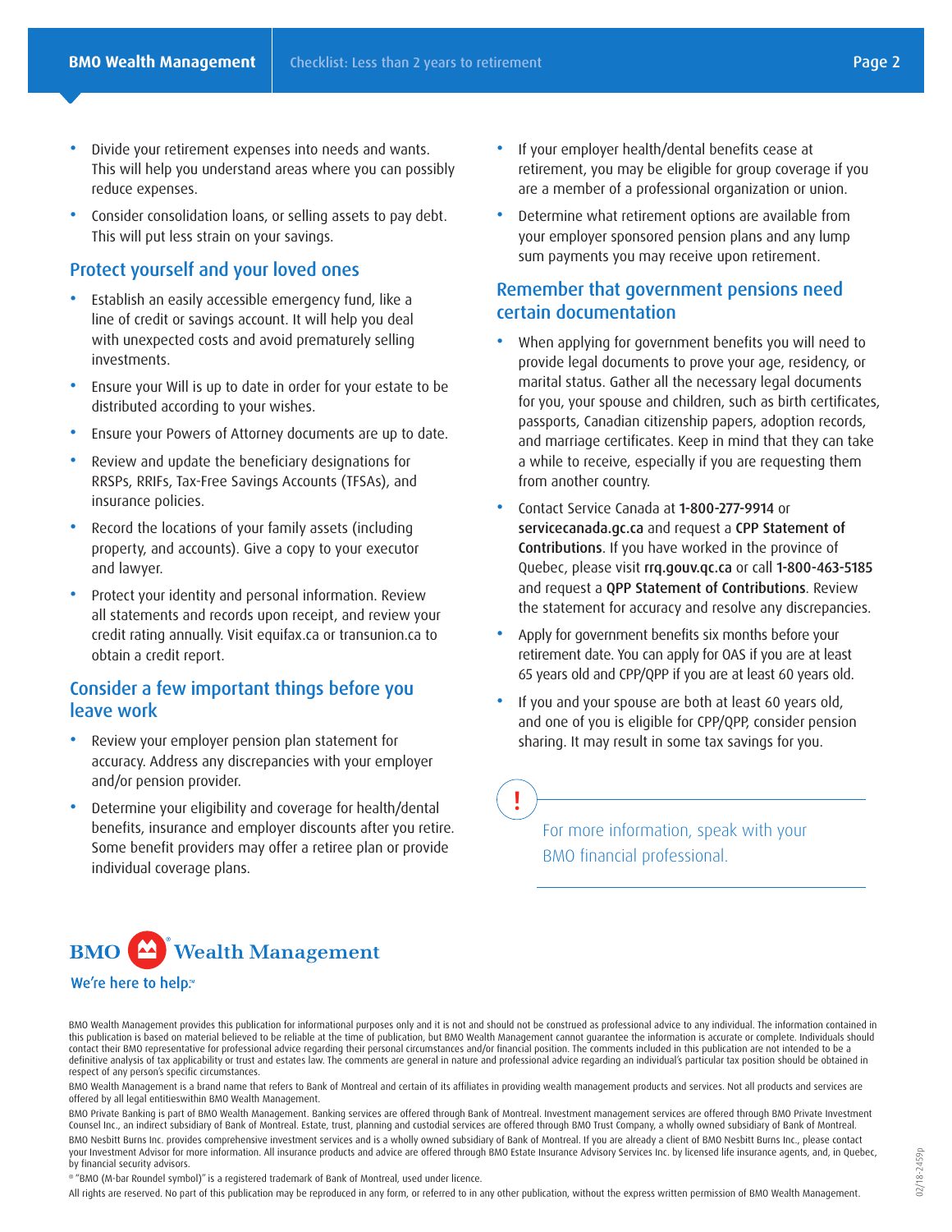- Divide your retirement expenses into needs and wants. This will help you understand areas where you can possibly reduce expenses.
- Consider consolidation loans, or selling assets to pay debt. This will put less strain on your savings.

## Protect yourself and your loved ones

- Establish an easily accessible emergency fund, like a line of credit or savings account. It will help you deal with unexpected costs and avoid prematurely selling investments.
- Ensure your Will is up to date in order for your estate to be distributed according to your wishes.
- Ensure your Powers of Attorney documents are up to date.
- Review and update the beneficiary designations for RRSPs, RRIFs, Tax-Free Savings Accounts (TFSAs), and insurance policies.
- Record the locations of your family assets (including property, and accounts). Give a copy to your executor and lawyer.
- Protect your identity and personal information. Review all statements and records upon receipt, and review your credit rating annually. Visit equifax.ca or transunion.ca to obtain a credit report.

## Consider a few important things before you leave work

- Review your employer pension plan statement for accuracy. Address any discrepancies with your employer and/or pension provider.
- Determine your eligibility and coverage for health/dental benefits, insurance and employer discounts after you retire. Some benefit providers may offer a retiree plan or provide individual coverage plans.
- If your employer health/dental benefits cease at retirement, you may be eligible for group coverage if you are a member of a professional organization or union.
- Determine what retirement options are available from your employer sponsored pension plans and any lump sum payments you may receive upon retirement.

## Remember that government pensions need certain documentation

- When applying for government benefits you will need to provide legal documents to prove your age, residency, or marital status. Gather all the necessary legal documents for you, your spouse and children, such as birth certificates, passports, Canadian citizenship papers, adoption records, and marriage certificates. Keep in mind that they can take a while to receive, especially if you are requesting them from another country.
- Contact Service Canada at **1-800-277-9914** or **servicecanada.gc.ca** and request a **CPP Statement of Contributions**. If you have worked in the province of Quebec, please visit **rrq.gouv.qc.ca** or call **1-800-463-5185** and request a **QPP Statement of Contributions**. Review the statement for accuracy and resolve any discrepancies.
- Apply for government benefits six months before your retirement date. You can apply for OAS if you are at least 65 years old and CPP/QPP if you are at least 60 years old.
- If you and your spouse are both at least 60 years old, and one of you is eligible for CPP/QPP, consider pension sharing. It may result in some tax savings for you.

!

For more information, speak with your BMO financial professional.

BMO Wealth Management

We're here to help.™

BMO Wealth Management provides this publication for informational purposes only and it is not and should not be construed as professional advice to any individual. The information contained in this publication is based on material believed to be reliable at the time of publication, but BMO Wealth Management cannot guarantee the information is accurate or complete. Individuals should contact their BMO representative for professional advice regarding their personal circumstances and/or financial position. The comments included in this publication are not intended to be a definitive analysis of tax applicability or trust and estates law. The comments are general in nature and professional advice regarding an individual's particular tax position should be obtained in respect of any person's specific circumstances.

BMO Wealth Management is a brand name that refers to Bank of Montreal and certain of its affiliates in providing wealth management products and services. Not all products and services are offered by all legal entitieswithin BMO Wealth Management.

BMO Private Banking is part of BMO Wealth Management. Banking services are offered through Bank of Montreal. Investment management services are offered through BMO Private Investment Counsel Inc., an indirect subsidiary of Bank of Montreal. Estate, trust, planning and custodial services are offered through BMO Trust Company, a wholly owned subsidiary of Bank of Montreal.

BMO Nesbitt Burns Inc. provides comprehensive investment services and is a wholly owned subsidiary of Bank of Montreal. If you are already a client of BMO Nesbitt Burns Inc., please contact your Investment Advisor for more information. All insurance products and advice are offered through BMO Estate Insurance Advisory Services Inc. by licensed life insurance agents, and, in Quebec, by financial security advisors.

® "BMO (M-bar Roundel symbol)" is a registered trademark of Bank of Montreal, used under licence.

All rights are reserved. No part of this publication may be reproduced in any form, or referred to in any other publication, without the express written permission of BMO Wealth Management.

02/18-2459p